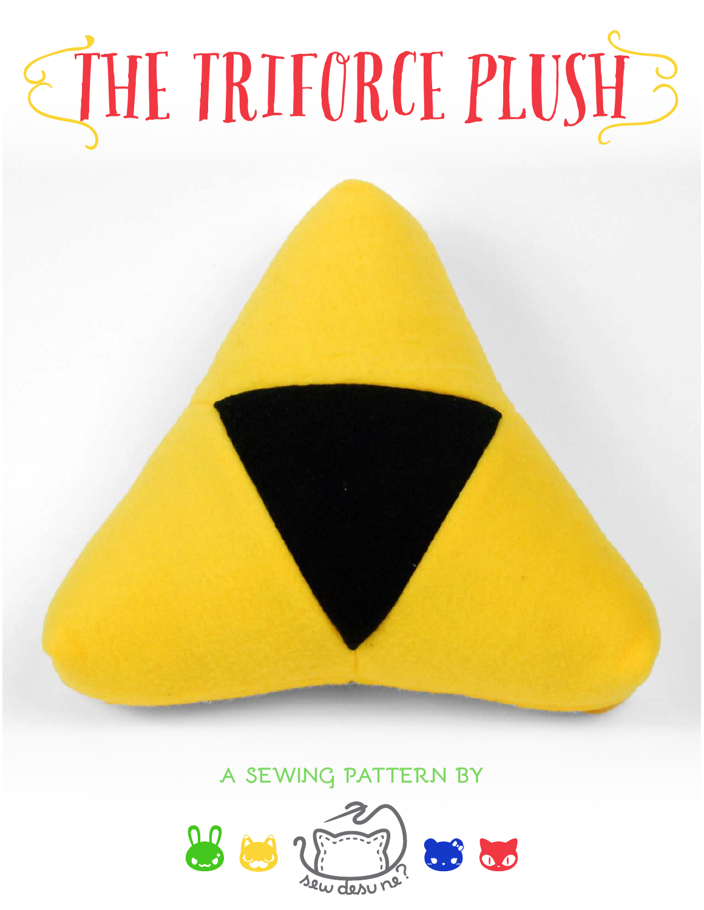# THE TRIFORCE PLUSH

A SEWING PATTERN BY

sew desu ne?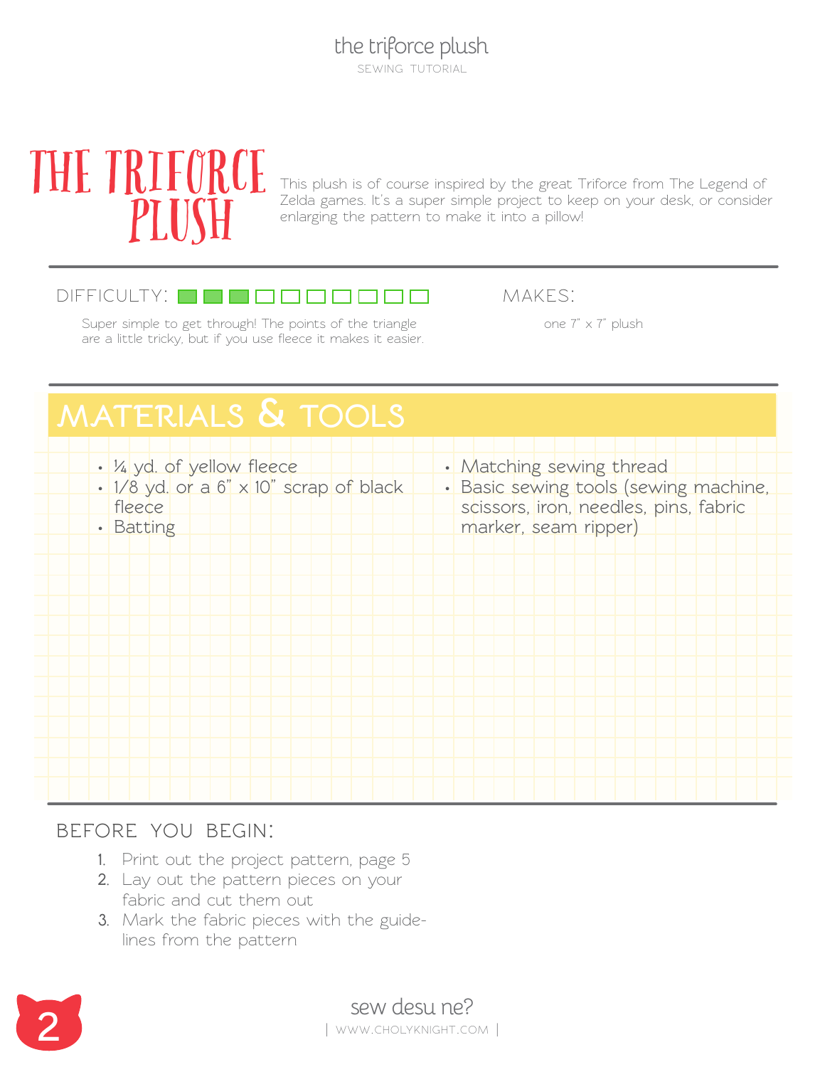# THE TRIFORCE PLUSH

This plush is of course inspired by the great Triforce from The Legend of Zelda games. It's a super simple project to keep on your desk, or consider enlarging the pattern to make it into a pillow!

**DIFFICULTY:** 3/10

Super simple to get through! The points of the triangle are a little tricky, but if you use fleece it makes it easier.

**MAKES:**

one 7" x 7" plush

## MATERIALS & TOOLS

- ¼ yd. of yellow fleece
- 1/8 yd. or a 6" x 10" scrap of black fleece
- Batting
- Matching sewing thread
- Basic sewing tools (sewing machine, scissors, iron, needles, pins, fabric marker, seam ripper)

## BEFORE YOU BEGIN:

1. Print out the project pattern, page 5
2. Lay out the pattern pieces on your fabric and cut them out
3. Mark the fabric pieces with the guidelines from the pattern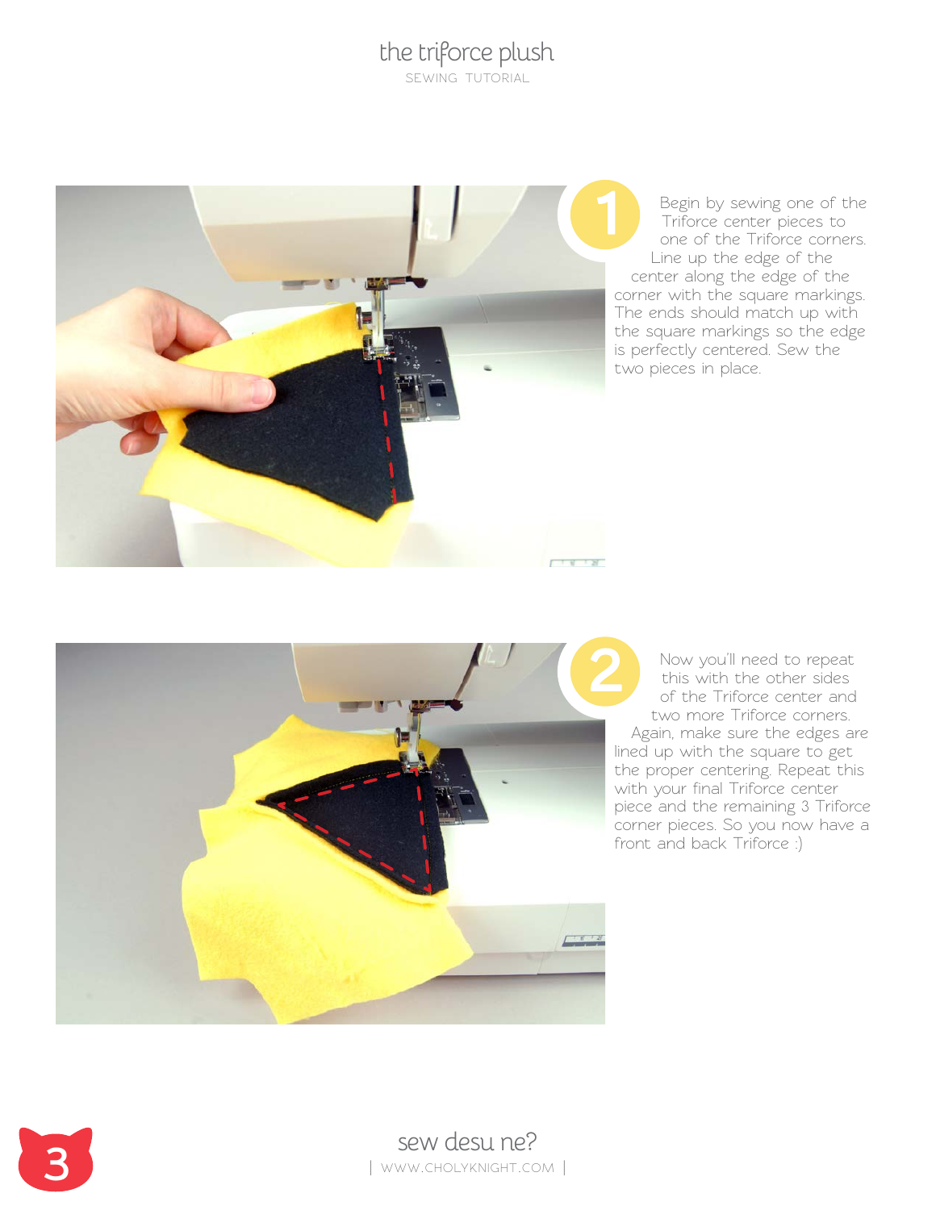1. Begin by sewing one of the Triforce center pieces to one of the Triforce corners. Line up the edge of the center along the edge of the corner with the square markings. The ends should match up with the square markings so the edge is perfectly centered. Sew the two pieces in place.

2. Now you'll need to repeat this with the other sides of the Triforce center and two more Triforce corners. Again, make sure the edges are lined up with the square to get the proper centering. Repeat this with your final Triforce center piece and the remaining 3 Triforce corner pieces. So you now have a front and back Triforce :)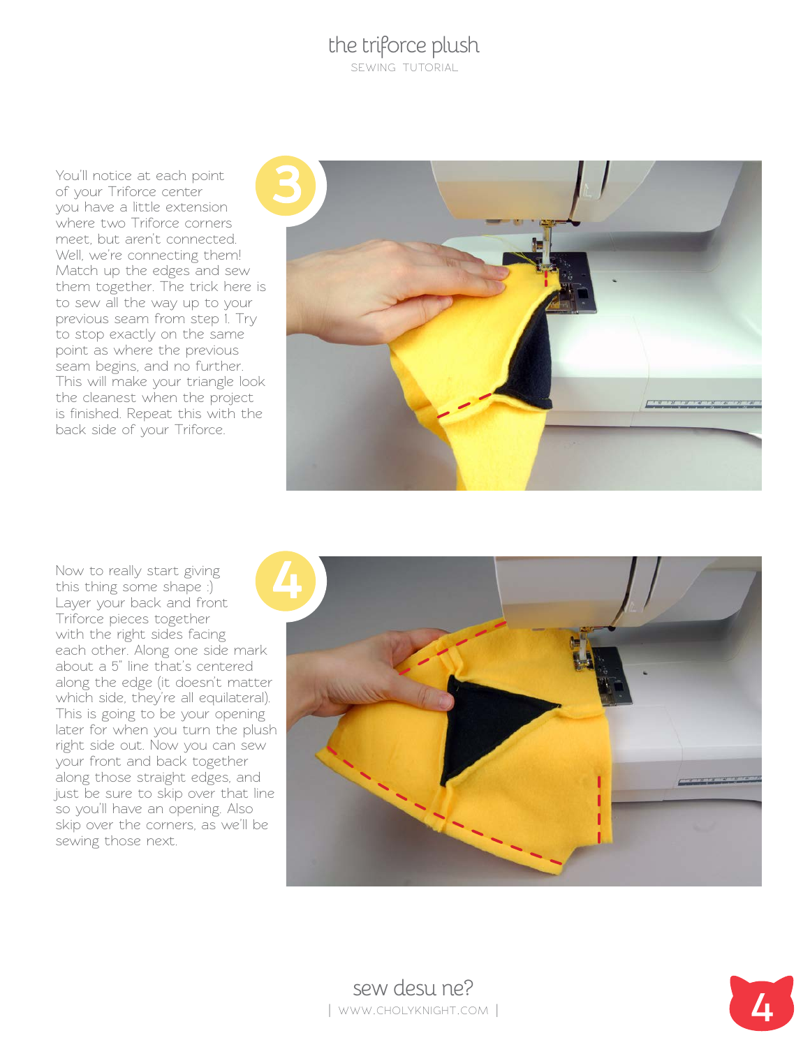## 3

You'll notice at each point of your Triforce center you have a little extension where two Triforce corners meet, but aren't connected. Well, we're connecting them! Match up the edges and sew them together. The trick here is to sew all the way up to your previous seam from step 1. Try to stop exactly on the same point as where the previous seam begins, and no further. This will make your triangle look the cleanest when the project is finished. Repeat this with the back side of your Triforce.

## 4

Now to really start giving this thing some shape :) Layer your back and front Triforce pieces together with the right sides facing each other. Along one side mark about a 5" line that's centered along the edge (it doesn't matter which side, they're all equilateral). This is going to be your opening later for when you turn the plush right side out. Now you can sew your front and back together along those straight edges, and just be sure to skip over that line so you'll have an opening. Also skip over the corners, as we'll be sewing those next.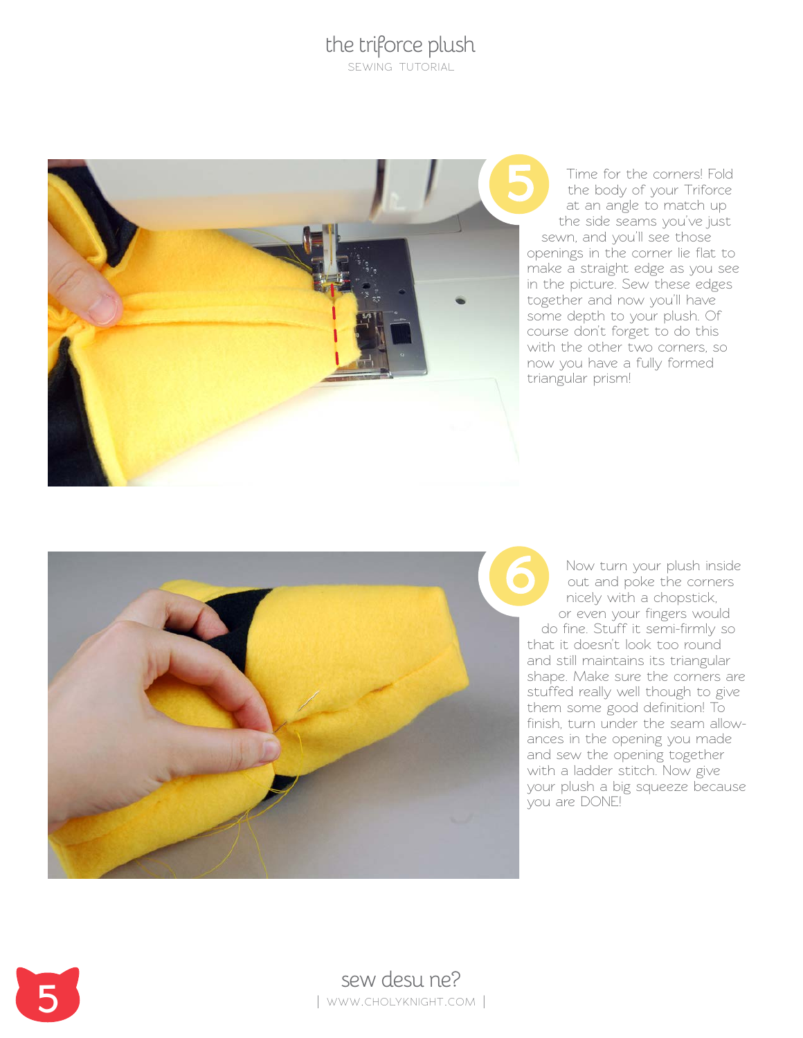**5**

Time for the corners! Fold the body of your Triforce at an angle to match up the side seams you've just sewn, and you'll see those openings in the corner lie flat to make a straight edge as you see in the picture. Sew these edges together and now you'll have some depth to your plush. Of course don't forget to do this with the other two corners, so now you have a fully formed triangular prism!

**6**

Now turn your plush inside out and poke the corners nicely with a chopstick, or even your fingers would do fine. Stuff it semi-firmly so that it doesn't look too round and still maintains its triangular shape. Make sure the corners are stuffed really well though to give them some good definition! To finish, turn under the seam allowances in the opening you made and sew the opening together with a ladder stitch. Now give your plush a big squeeze because you are DONE!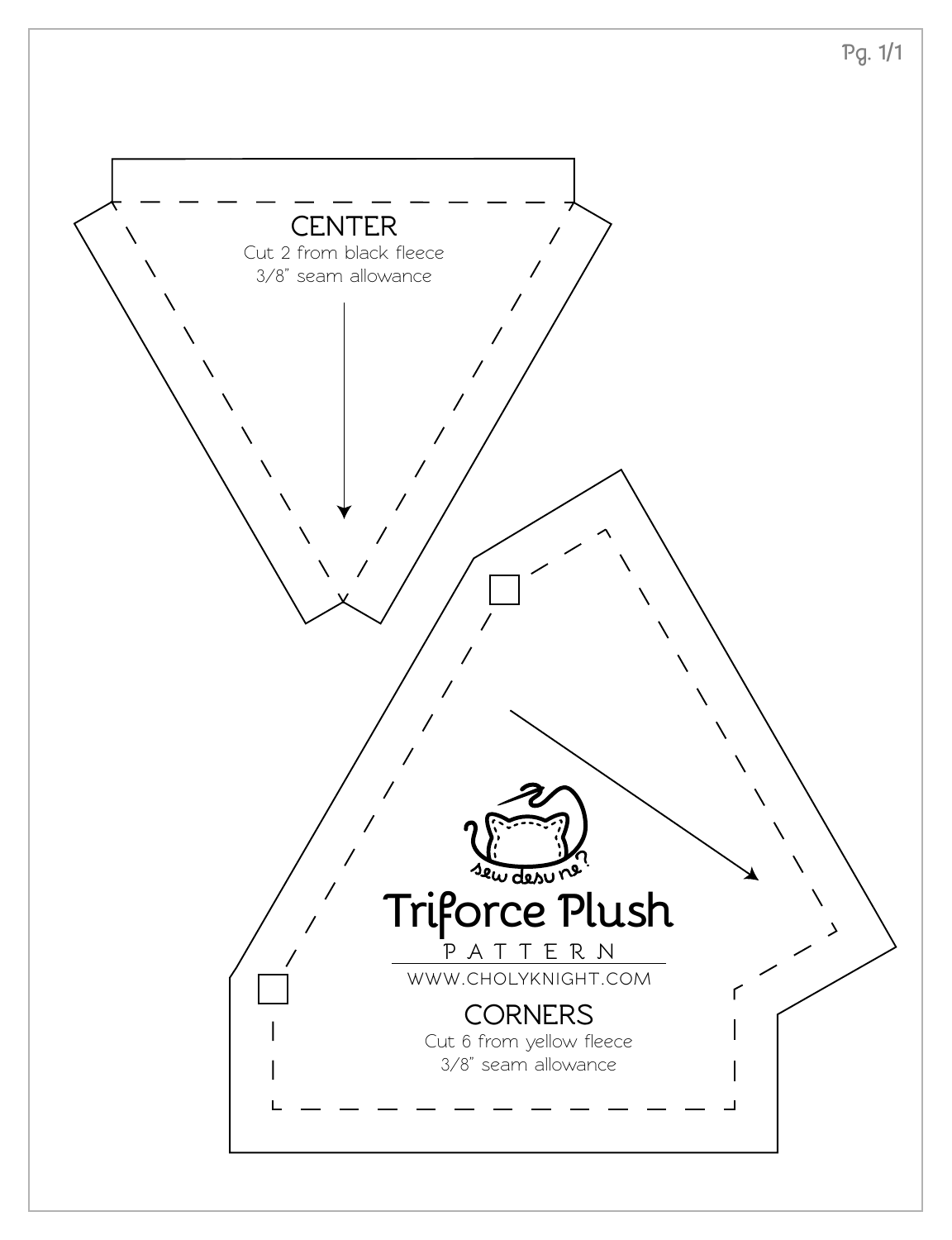## CENTER

Cut 2 from black fleece
3/8" seam allowance

sew desu ne?

# Triforce Plush

PATTERN

WWW.CHOLYKNIGHT.COM

## CORNERS

Cut 6 from yellow fleece
3/8" seam allowance